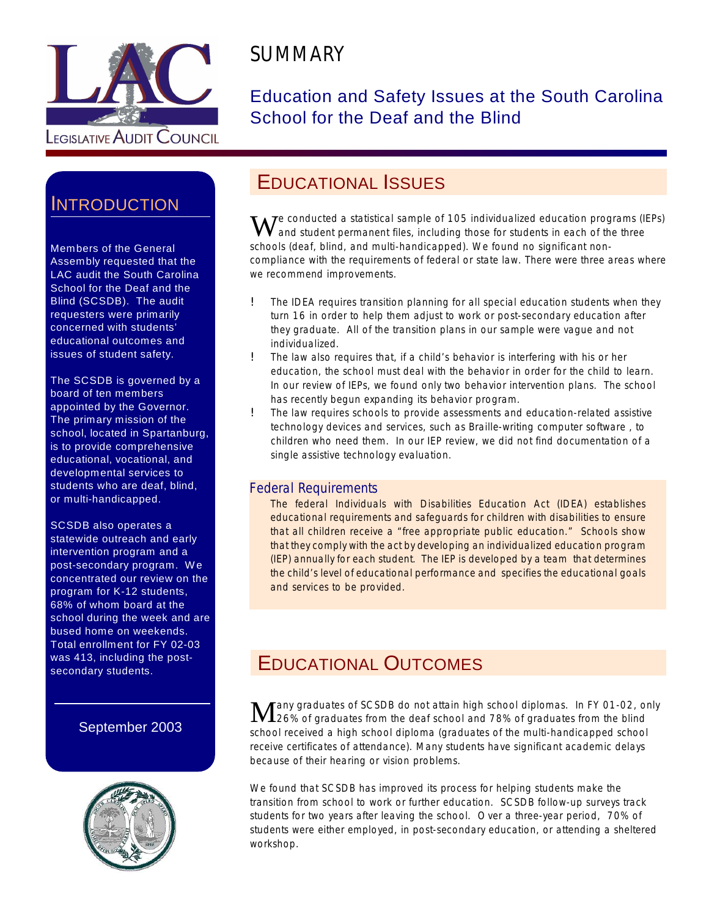LEGISLATIVE AUDIT COUNCIL

# SUMMARY

## Education and Safety Issues at the South Carolina School for the Deaf and the Blind

## INTRODUCTION

Members of the General Assembly requested that the LAC audit the South Carolina School for the Deaf and the Blind (SCSDB). The audit requesters were primarily concerned with students' educational outcomes and issues of student safety.

The SCSDB is governed by a board of ten members appointed by the Governor. The primary mission of the school, located in Spartanburg, is to provide comprehensive educational, vocational, and developmental services to students who are deaf, blind, or multi-handicapped.

SCSDB also operates a statewide outreach and early intervention program and a post-secondary program. We concentrated our review on the program for K-12 students, 68% of whom board at the school during the week and are bused home on weekends. Total enrollment for FY 02-03 was 413, including the post-secondary students.

September 2003

## EDUCATIONAL ISSUES

We conducted a statistical sample of 105 individualized education programs (IEPs) and student permanent files, including those for students in each of the three schools (deaf, blind, and multi-handicapped). We found no significant non-compliance with the requirements of federal or state law. There were three areas where we recommend improvements.

- The IDEA requires transition planning for all special education students when they turn 16 in order to help them adjust to work or post-secondary education after they graduate. All of the transition plans in our sample were vague and not individualized.
- The law also requires that, if a child's behavior is interfering with his or her education, the school must deal with the behavior in order for the child to learn. In our review of IEPs, we found only two behavior intervention plans. The school has recently begun expanding its behavior program.
- The law requires schools to provide assessments and education-related assistive technology devices and services, such as Braille-writing computer software , to children who need them. In our IEP review, we did not find documentation of a single assistive technology evaluation.

### Federal Requirements

The federal Individuals with Disabilities Education Act (IDEA) establishes educational requirements and safeguards for children with disabilities to ensure that all children receive a "free appropriate public education." Schools show that they comply with the act by developing an individualized education program (IEP) annually for each student. The IEP is developed by a team that determines the child's level of educational performance and specifies the educational goals and services to be provided.

## EDUCATIONAL OUTCOMES

Many graduates of SCSDB do not attain high school diplomas. In FY 01-02, only 26% of graduates from the deaf school and 78% of graduates from the blind school received a high school diploma (graduates of the multi-handicapped school receive certificates of attendance). Many students have significant academic delays because of their hearing or vision problems.

We found that SCSDB has improved its process for helping students make the transition from school to work or further education. SCSDB follow-up surveys track students for two years after leaving the school. Over a three-year period, 70% of students were either employed, in post-secondary education, or attending a sheltered workshop.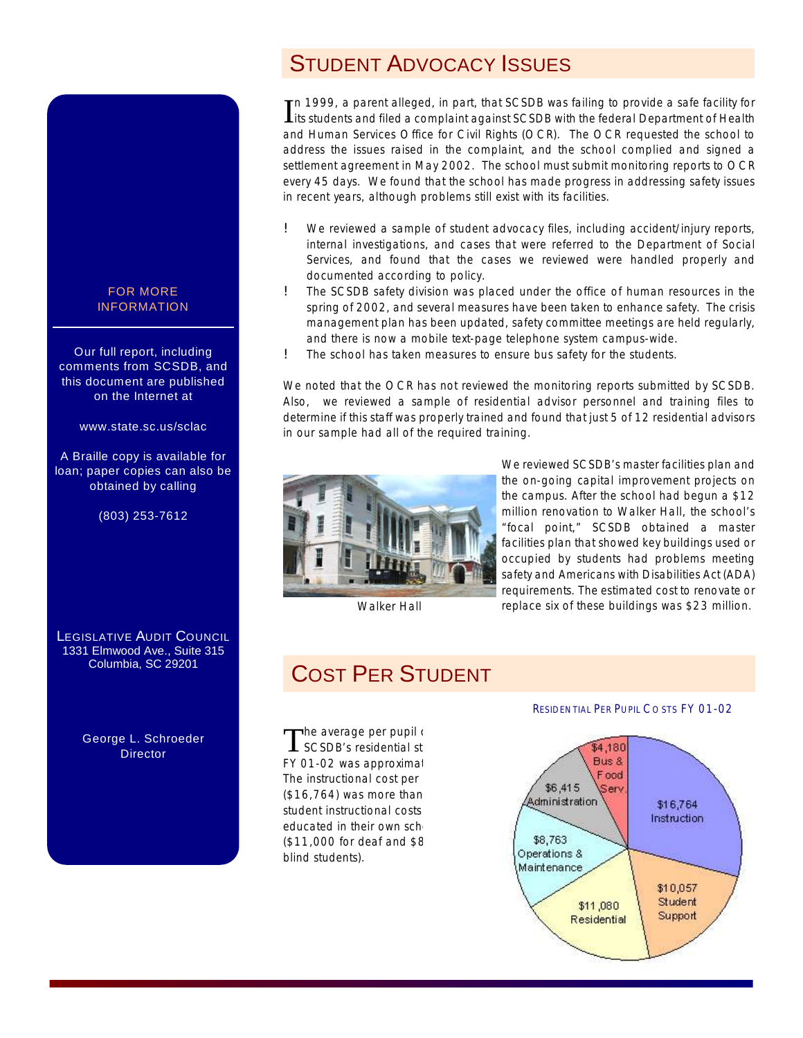## Student Advocacy Issues

In 1999, a parent alleged, in part, that SCSDB was failing to provide a safe facility for its students and filed a complaint against SCSDB with the federal Department of Health and Human Services Office for Civil Rights (OCR). The OCR requested the school to address the issues raised in the complaint, and the school complied and signed a settlement agreement in May 2002. The school must submit monitoring reports to OCR every 45 days. We found that the school has made progress in addressing safety issues in recent years, although problems still exist with its facilities.

- We reviewed a sample of student advocacy files, including accident/injury reports, internal investigations, and cases that were referred to the Department of Social Services, and found that the cases we reviewed were handled properly and documented according to policy.
- The SCSDB safety division was placed under the office of human resources in the spring of 2002, and several measures have been taken to enhance safety. The crisis management plan has been updated, safety committee meetings are held regularly, and there is now a mobile text-page telephone system campus-wide.
- The school has taken measures to ensure bus safety for the students.

We noted that the OCR has not reviewed the monitoring reports submitted by SCSDB. Also, we reviewed a sample of residential advisor personnel and training files to determine if this staff was properly trained and found that just 5 of 12 residential advisors in our sample had all of the required training.

Walker Hall

We reviewed SCSDB's master facilities plan and the on-going capital improvement projects on the campus. After the school had begun a $12 million renovation to Walker Hall, the school's "focal point," SCSDB obtained a master facilities plan that showed key buildings used or occupied by students had problems meeting safety and Americans with Disabilities Act (ADA) requirements. The estimated cost to renovate or replace six of these buildings was $23 million.

## Cost Per Student

The average per pupil c
SCSDB's residential st
FY 01-02 was approximat
The instructional cost per
($16,764) was more than
student instructional costs
educated in their own sch
($11,000 for deaf and $8
blind students).

Residential Per Pupil Costs FY 01-02

$16,764 Instruction
$10,057 Student Support
$11,080 Residential
$8,763 Operations & Maintenance
$6,415 Administration
$4,180 Bus & Food Serv.

FOR MORE INFORMATION

Our full report, including comments from SCSDB, and this document are published on the Internet at

www.state.sc.us/sclac

A Braille copy is available for loan; paper copies can also be obtained by calling

(803) 253-7612

Legislative Audit Council
1331 Elmwood Ave., Suite 315
Columbia, SC 29201

George L. Schroeder
Director